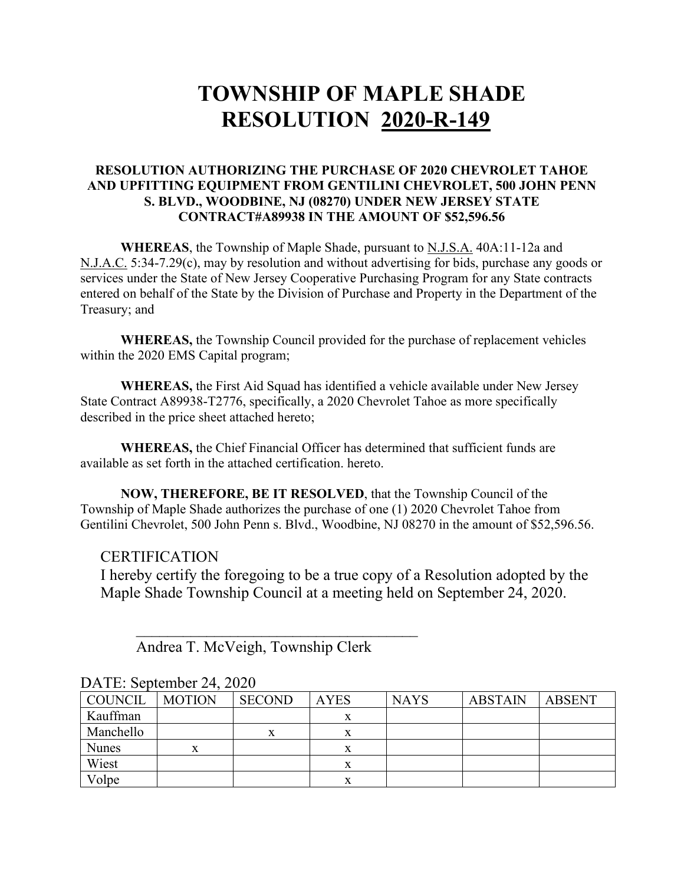# TOWNSHIP OF MAPLE SHADE
# RESOLUTION 2020-R-149

**RESOLUTION AUTHORIZING THE PURCHASE OF 2020 CHEVROLET TAHOE AND UPFITTING EQUIPMENT FROM GENTILINI CHEVROLET, 500 JOHN PENN S. BLVD., WOODBINE, NJ (08270) UNDER NEW JERSEY STATE CONTRACT#A89938 IN THE AMOUNT OF $52,596.56**

**WHEREAS**, the Township of Maple Shade, pursuant to N.J.S.A. 40A:11-12a and N.J.A.C. 5:34-7.29(c), may by resolution and without advertising for bids, purchase any goods or services under the State of New Jersey Cooperative Purchasing Program for any State contracts entered on behalf of the State by the Division of Purchase and Property in the Department of the Treasury; and

**WHEREAS,** the Township Council provided for the purchase of replacement vehicles within the 2020 EMS Capital program;

**WHEREAS,** the First Aid Squad has identified a vehicle available under New Jersey State Contract A89938-T2776, specifically, a 2020 Chevrolet Tahoe as more specifically described in the price sheet attached hereto;

**WHEREAS,** the Chief Financial Officer has determined that sufficient funds are available as set forth in the attached certification. hereto.

**NOW, THEREFORE, BE IT RESOLVED**, that the Township Council of the Township of Maple Shade authorizes the purchase of one (1) 2020 Chevrolet Tahoe from Gentilini Chevrolet, 500 John Penn s. Blvd., Woodbine, NJ 08270 in the amount of $52,596.56.

CERTIFICATION

I hereby certify the foregoing to be a true copy of a Resolution adopted by the Maple Shade Township Council at a meeting held on September 24, 2020.

\_\_\_\_\_\_\_\_\_\_\_\_\_\_\_\_\_\_\_\_\_\_\_\_\_\_\_\_\_\_\_\_\_\_\_\_\_\_

Andrea T. McVeigh, Township Clerk

DATE: September 24, 2020

| COUNCIL | MOTION | SECOND | AYES | NAYS | ABSTAIN | ABSENT |
|---|---|---|---|---|---|---|
| Kauffman | | | x | | | |
| Manchello | | x | x | | | |
| Nunes | x | | x | | | |
| Wiest | | | x | | | |
| Volpe | | | x | | | |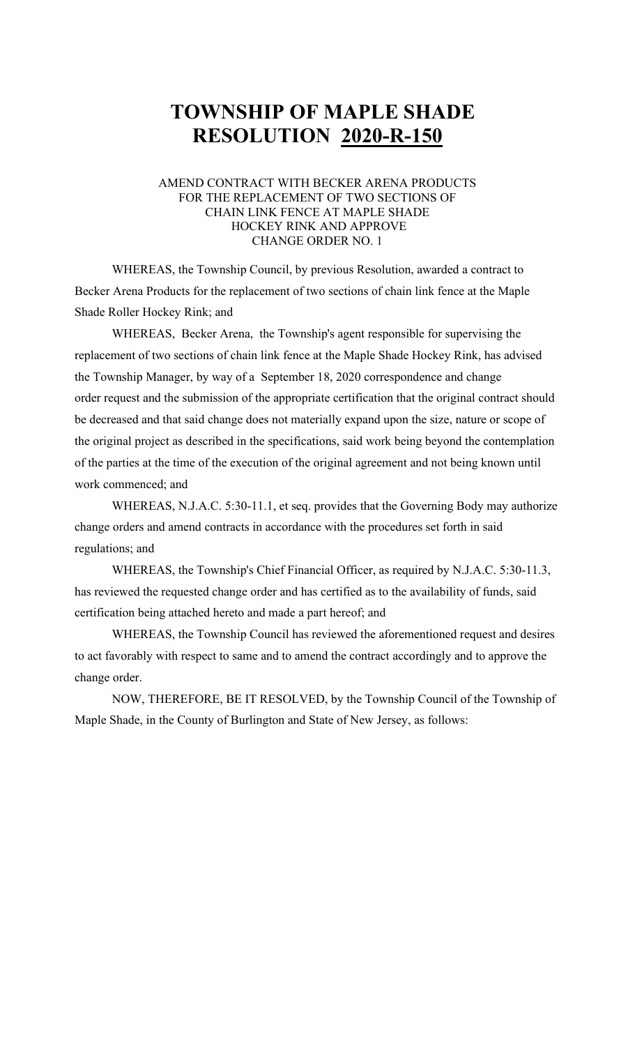# TOWNSHIP OF MAPLE SHADE
# RESOLUTION 2020-R-150

AMEND CONTRACT WITH BECKER ARENA PRODUCTS FOR THE REPLACEMENT OF TWO SECTIONS OF CHAIN LINK FENCE AT MAPLE SHADE HOCKEY RINK AND APPROVE CHANGE ORDER NO. 1

WHEREAS, the Township Council, by previous Resolution, awarded a contract to Becker Arena Products for the replacement of two sections of chain link fence at the Maple Shade Roller Hockey Rink; and

WHEREAS, Becker Arena, the Township's agent responsible for supervising the replacement of two sections of chain link fence at the Maple Shade Hockey Rink, has advised the Township Manager, by way of a September 18, 2020 correspondence and change order request and the submission of the appropriate certification that the original contract should be decreased and that said change does not materially expand upon the size, nature or scope of the original project as described in the specifications, said work being beyond the contemplation of the parties at the time of the execution of the original agreement and not being known until work commenced; and

WHEREAS, N.J.A.C. 5:30-11.1, et seq. provides that the Governing Body may authorize change orders and amend contracts in accordance with the procedures set forth in said regulations; and

WHEREAS, the Township's Chief Financial Officer, as required by N.J.A.C. 5:30-11.3, has reviewed the requested change order and has certified as to the availability of funds, said certification being attached hereto and made a part hereof; and

WHEREAS, the Township Council has reviewed the aforementioned request and desires to act favorably with respect to same and to amend the contract accordingly and to approve the change order.

NOW, THEREFORE, BE IT RESOLVED, by the Township Council of the Township of Maple Shade, in the County of Burlington and State of New Jersey, as follows: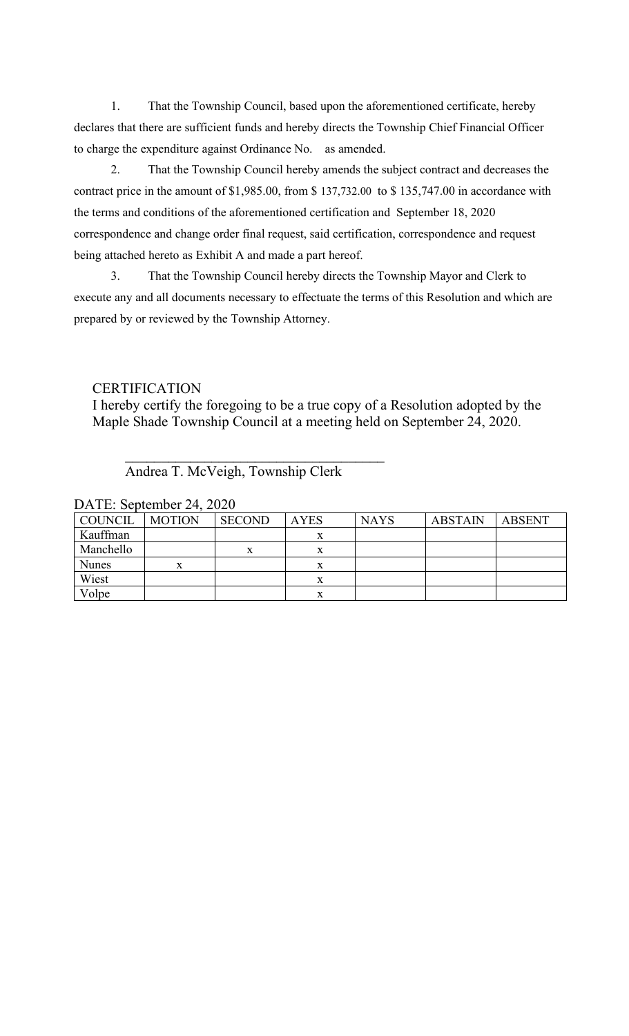1. That the Township Council, based upon the aforementioned certificate, hereby declares that there are sufficient funds and hereby directs the Township Chief Financial Officer to charge the expenditure against Ordinance No. as amended.

2. That the Township Council hereby amends the subject contract and decreases the contract price in the amount of $1,985.00, from $ 137,732.00 to $ 135,747.00 in accordance with the terms and conditions of the aforementioned certification and September 18, 2020 correspondence and change order final request, said certification, correspondence and request being attached hereto as Exhibit A and made a part hereof.

3. That the Township Council hereby directs the Township Mayor and Clerk to execute any and all documents necessary to effectuate the terms of this Resolution and which are prepared by or reviewed by the Township Attorney.

CERTIFICATION

I hereby certify the foregoing to be a true copy of a Resolution adopted by the Maple Shade Township Council at a meeting held on September 24, 2020.

\_\_\_\_\_\_\_\_\_\_\_\_\_\_\_\_\_\_\_\_\_\_\_\_\_\_\_\_\_\_\_\_\_\_\_\_\_\_

Andrea T. McVeigh, Township Clerk

DATE: September 24, 2020

| COUNCIL | MOTION | SECOND | AYES | NAYS | ABSTAIN | ABSENT |
|---|---|---|---|---|---|---|
| Kauffman | | | x | | | |
| Manchello | | x | x | | | |
| Nunes | x | | x | | | |
| Wiest | | | x | | | |
| Volpe | | | x | | | |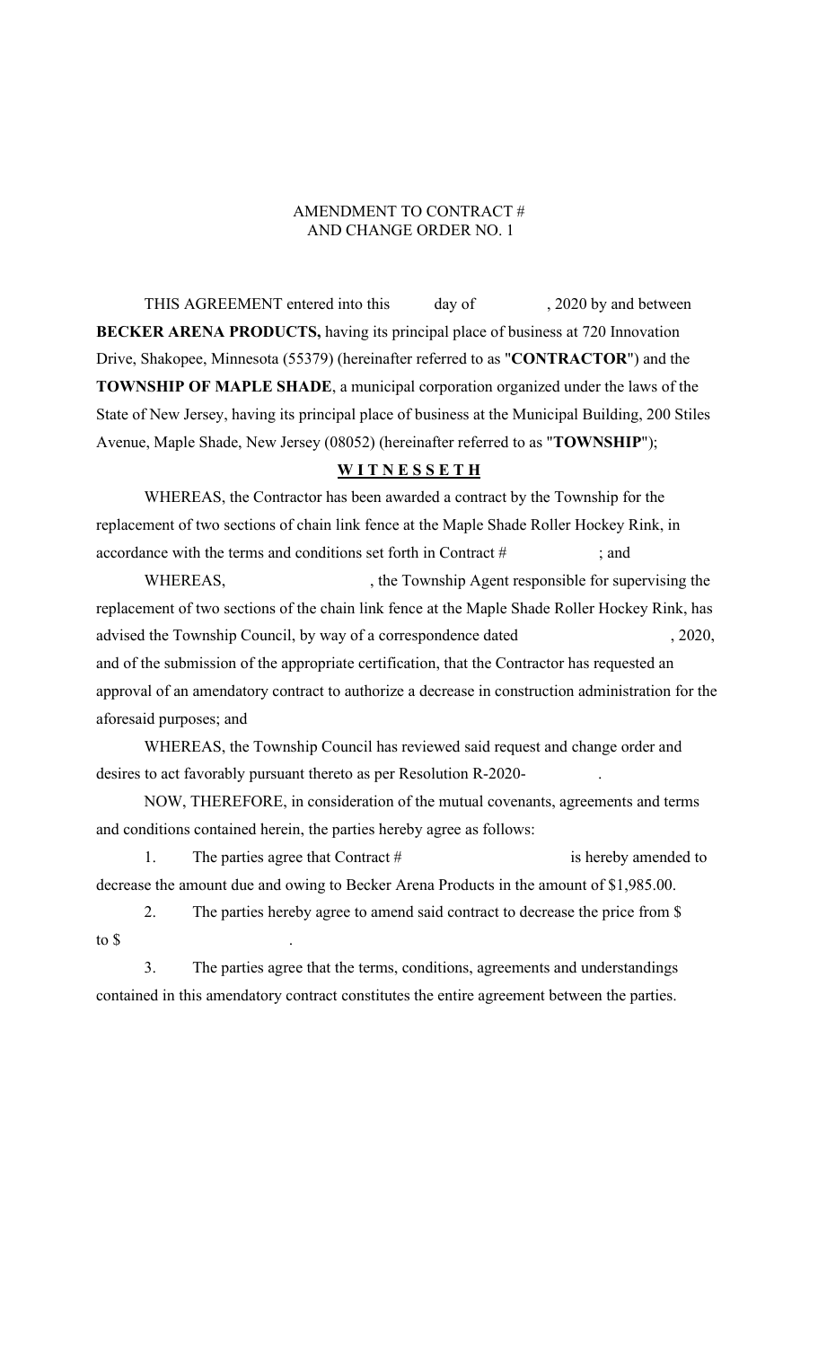AMENDMENT TO CONTRACT #
AND CHANGE ORDER NO. 1

THIS AGREEMENT entered into this day of , 2020 by and between **BECKER ARENA PRODUCTS,** having its principal place of business at 720 Innovation Drive, Shakopee, Minnesota (55379) (hereinafter referred to as "**CONTRACTOR**") and the **TOWNSHIP OF MAPLE SHADE**, a municipal corporation organized under the laws of the State of New Jersey, having its principal place of business at the Municipal Building, 200 Stiles Avenue, Maple Shade, New Jersey (08052) (hereinafter referred to as "**TOWNSHIP**");

**W I T N E S S E T H**

WHEREAS, the Contractor has been awarded a contract by the Township for the replacement of two sections of chain link fence at the Maple Shade Roller Hockey Rink, in accordance with the terms and conditions set forth in Contract # ; and

WHEREAS, , the Township Agent responsible for supervising the replacement of two sections of the chain link fence at the Maple Shade Roller Hockey Rink, has advised the Township Council, by way of a correspondence dated , 2020, and of the submission of the appropriate certification, that the Contractor has requested an approval of an amendatory contract to authorize a decrease in construction administration for the aforesaid purposes; and

WHEREAS, the Township Council has reviewed said request and change order and desires to act favorably pursuant thereto as per Resolution R-2020- .

NOW, THEREFORE, in consideration of the mutual covenants, agreements and terms and conditions contained herein, the parties hereby agree as follows:

1. The parties agree that Contract # is hereby amended to decrease the amount due and owing to Becker Arena Products in the amount of $1,985.00.

2. The parties hereby agree to amend said contract to decrease the price from $ to $ .

3. The parties agree that the terms, conditions, agreements and understandings contained in this amendatory contract constitutes the entire agreement between the parties.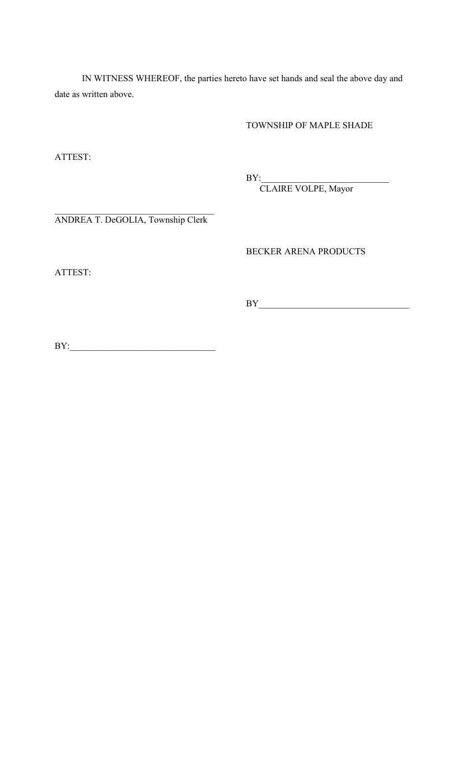IN WITNESS WHEREOF, the parties hereto have set hands and seal the above day and date as written above.

TOWNSHIP OF MAPLE SHADE

ATTEST:

BY:____________________________
CLAIRE VOLPE, Mayor

_________________________________
ANDREA T. DeGOLIA, Township Clerk

BECKER ARENA PRODUCTS

ATTEST:

BY________________________________

BY:_______________________________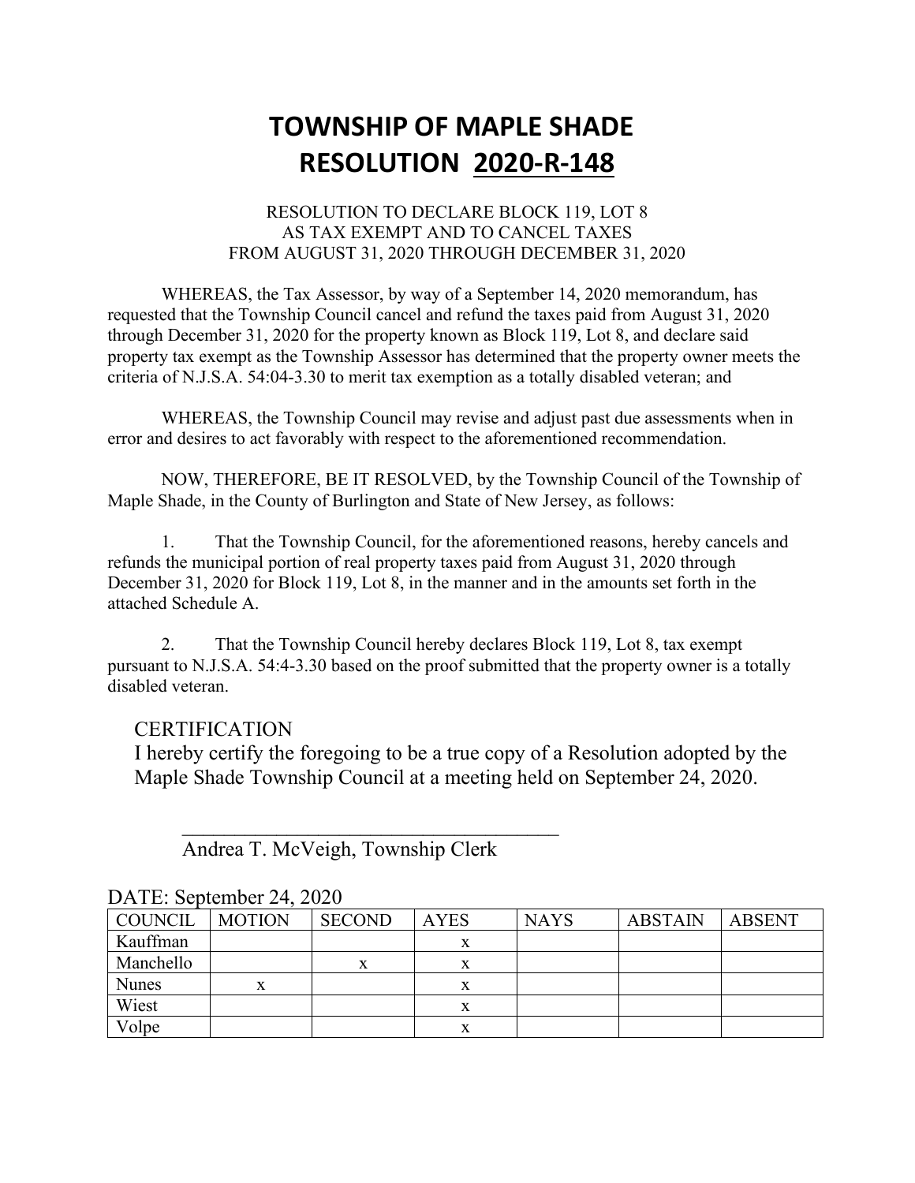# TOWNSHIP OF MAPLE SHADE
# RESOLUTION 2020-R-148

RESOLUTION TO DECLARE BLOCK 119, LOT 8
AS TAX EXEMPT AND TO CANCEL TAXES
FROM AUGUST 31, 2020 THROUGH DECEMBER 31, 2020

WHEREAS, the Tax Assessor, by way of a September 14, 2020 memorandum, has requested that the Township Council cancel and refund the taxes paid from August 31, 2020 through December 31, 2020 for the property known as Block 119, Lot 8, and declare said property tax exempt as the Township Assessor has determined that the property owner meets the criteria of N.J.S.A. 54:04-3.30 to merit tax exemption as a totally disabled veteran; and

WHEREAS, the Township Council may revise and adjust past due assessments when in error and desires to act favorably with respect to the aforementioned recommendation.

NOW, THEREFORE, BE IT RESOLVED, by the Township Council of the Township of Maple Shade, in the County of Burlington and State of New Jersey, as follows:

1. That the Township Council, for the aforementioned reasons, hereby cancels and refunds the municipal portion of real property taxes paid from August 31, 2020 through December 31, 2020 for Block 119, Lot 8, in the manner and in the amounts set forth in the attached Schedule A.

2. That the Township Council hereby declares Block 119, Lot 8, tax exempt pursuant to N.J.S.A. 54:4-3.30 based on the proof submitted that the property owner is a totally disabled veteran.

CERTIFICATION

I hereby certify the foregoing to be a true copy of a Resolution adopted by the Maple Shade Township Council at a meeting held on September 24, 2020.

_______________________________________
Andrea T. McVeigh, Township Clerk

DATE: September 24, 2020

| COUNCIL | MOTION | SECOND | AYES | NAYS | ABSTAIN | ABSENT |
|---|---|---|---|---|---|---|
| Kauffman | | | x | | | |
| Manchello | | x | x | | | |
| Nunes | x | | x | | | |
| Wiest | | | x | | | |
| Volpe | | | x | | | |